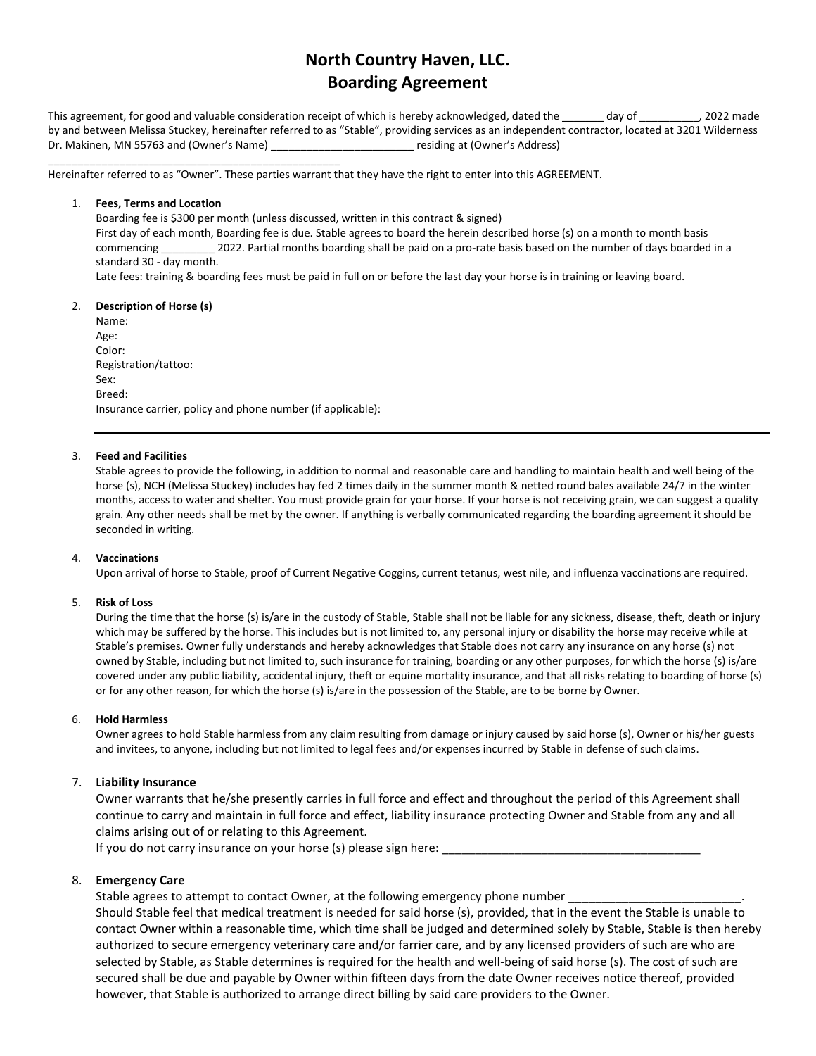# North Country Haven, LLC.
# Boarding Agreement

This agreement, for good and valuable consideration receipt of which is hereby acknowledged, dated the _______ day of __________, 2022 made by and between Melissa Stuckey, hereinafter referred to as "Stable", providing services as an independent contractor, located at 3201 Wilderness Dr. Makinen, MN 55763 and (Owner's Name) ________________________ residing at (Owner's Address) ________________________________________________

Hereinafter referred to as "Owner". These parties warrant that they have the right to enter into this AGREEMENT.

1. **Fees, Terms and Location**
   Boarding fee is $300 per month (unless discussed, written in this contract & signed)
   First day of each month, Boarding fee is due. Stable agrees to board the herein described horse (s) on a month to month basis commencing _________ 2022. Partial months boarding shall be paid on a pro-rate basis based on the number of days boarded in a standard 30 - day month.
   Late fees: training & boarding fees must be paid in full on or before the last day your horse is in training or leaving board.

2. **Description of Horse (s)**
   Name:
   Age:
   Color:
   Registration/tattoo:
   Sex:
   Breed:
   Insurance carrier, policy and phone number (if applicable):

---

3. **Feed and Facilities**
   Stable agrees to provide the following, in addition to normal and reasonable care and handling to maintain health and well being of the horse (s), NCH (Melissa Stuckey) includes hay fed 2 times daily in the summer month & netted round bales available 24/7 in the winter months, access to water and shelter. You must provide grain for your horse. If your horse is not receiving grain, we can suggest a quality grain. Any other needs shall be met by the owner. If anything is verbally communicated regarding the boarding agreement it should be seconded in writing.

4. **Vaccinations**
   Upon arrival of horse to Stable, proof of Current Negative Coggins, current tetanus, west nile, and influenza vaccinations are required.

5. **Risk of Loss**
   During the time that the horse (s) is/are in the custody of Stable, Stable shall not be liable for any sickness, disease, theft, death or injury which may be suffered by the horse. This includes but is not limited to, any personal injury or disability the horse may receive while at Stable's premises. Owner fully understands and hereby acknowledges that Stable does not carry any insurance on any horse (s) not owned by Stable, including but not limited to, such insurance for training, boarding or any other purposes, for which the horse (s) is/are covered under any public liability, accidental injury, theft or equine mortality insurance, and that all risks relating to boarding of horse (s) or for any other reason, for which the horse (s) is/are in the possession of the Stable, are to be borne by Owner.

6. **Hold Harmless**
   Owner agrees to hold Stable harmless from any claim resulting from damage or injury caused by said horse (s), Owner or his/her guests and invitees, to anyone, including but not limited to legal fees and/or expenses incurred by Stable in defense of such claims.

7. **Liability Insurance**
   Owner warrants that he/she presently carries in full force and effect and throughout the period of this Agreement shall continue to carry and maintain in full force and effect, liability insurance protecting Owner and Stable from any and all claims arising out of or relating to this Agreement.
   If you do not carry insurance on your horse (s) please sign here: ________________________________________

8. **Emergency Care**
   Stable agrees to attempt to contact Owner, at the following emergency phone number __________________________. Should Stable feel that medical treatment is needed for said horse (s), provided, that in the event the Stable is unable to contact Owner within a reasonable time, which time shall be judged and determined solely by Stable, Stable is then hereby authorized to secure emergency veterinary care and/or farrier care, and by any licensed providers of such are who are selected by Stable, as Stable determines is required for the health and well-being of said horse (s). The cost of such are secured shall be due and payable by Owner within fifteen days from the date Owner receives notice thereof, provided however, that Stable is authorized to arrange direct billing by said care providers to the Owner.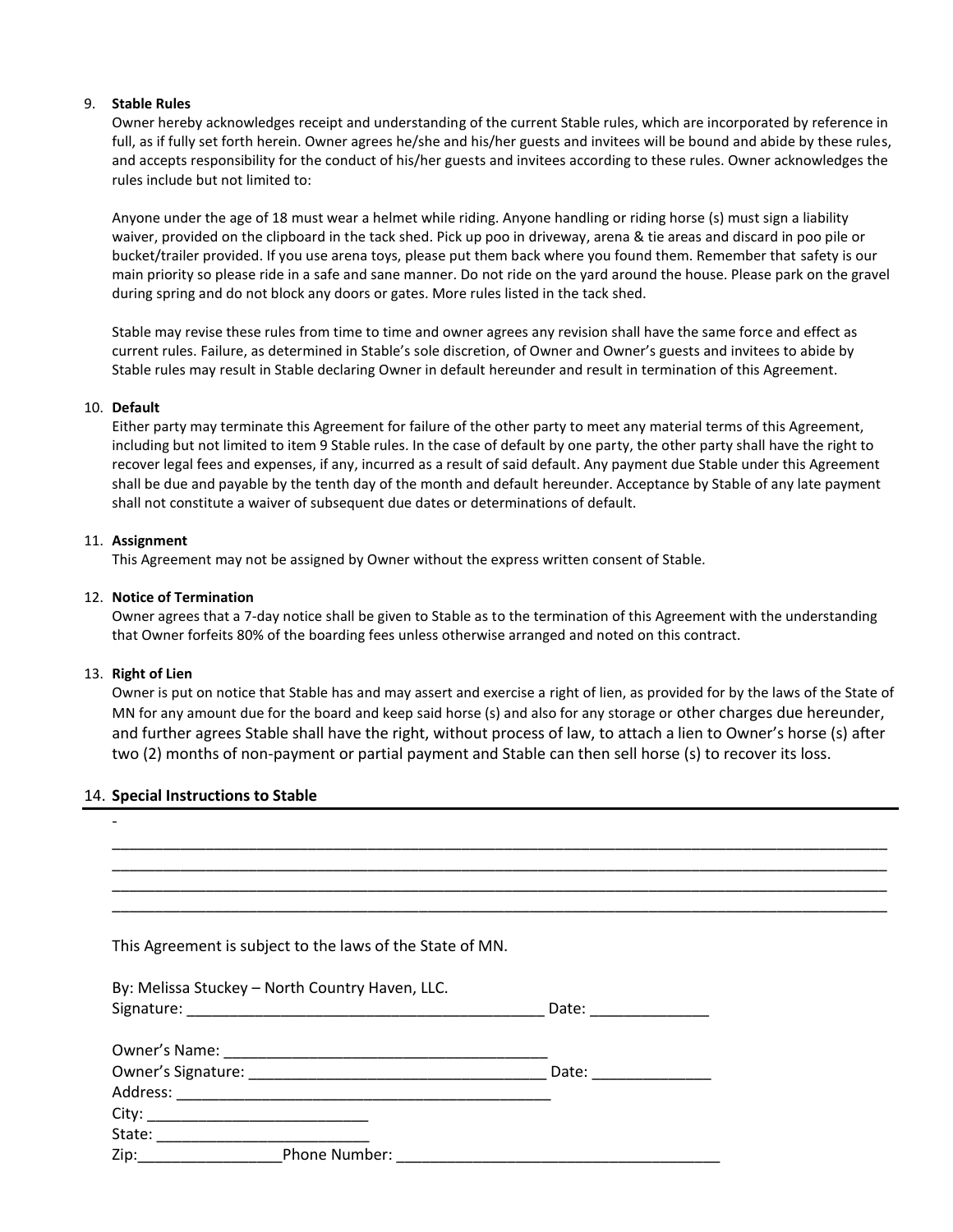9. **Stable Rules**
   Owner hereby acknowledges receipt and understanding of the current Stable rules, which are incorporated by reference in full, as if fully set forth herein. Owner agrees he/she and his/her guests and invitees will be bound and abide by these rules, and accepts responsibility for the conduct of his/her guests and invitees according to these rules. Owner acknowledges the rules include but not limited to:

   Anyone under the age of 18 must wear a helmet while riding. Anyone handling or riding horse (s) must sign a liability waiver, provided on the clipboard in the tack shed. Pick up poo in driveway, arena & tie areas and discard in poo pile or bucket/trailer provided. If you use arena toys, please put them back where you found them. Remember that safety is our main priority so please ride in a safe and sane manner. Do not ride on the yard around the house. Please park on the gravel during spring and do not block any doors or gates. More rules listed in the tack shed.

   Stable may revise these rules from time to time and owner agrees any revision shall have the same force and effect as current rules. Failure, as determined in Stable's sole discretion, of Owner and Owner's guests and invitees to abide by Stable rules may result in Stable declaring Owner in default hereunder and result in termination of this Agreement.

10. **Default**
    Either party may terminate this Agreement for failure of the other party to meet any material terms of this Agreement, including but not limited to item 9 Stable rules. In the case of default by one party, the other party shall have the right to recover legal fees and expenses, if any, incurred as a result of said default. Any payment due Stable under this Agreement shall be due and payable by the tenth day of the month and default hereunder. Acceptance by Stable of any late payment shall not constitute a waiver of subsequent due dates or determinations of default.

11. **Assignment**
    This Agreement may not be assigned by Owner without the express written consent of Stable.

12. **Notice of Termination**
    Owner agrees that a 7-day notice shall be given to Stable as to the termination of this Agreement with the understanding that Owner forfeits 80% of the boarding fees unless otherwise arranged and noted on this contract.

13. **Right of Lien**
    Owner is put on notice that Stable has and may assert and exercise a right of lien, as provided for by the laws of the State of MN for any amount due for the board and keep said horse (s) and also for any storage or other charges due hereunder, and further agrees Stable shall have the right, without process of law, to attach a lien to Owner's horse (s) after two (2) months of non-payment or partial payment and Stable can then sell horse (s) to recover its loss.

14. **Special Instructions to Stable**

-
______________________________________________________________________________
______________________________________________________________________________
______________________________________________________________________________
______________________________________________________________________________

This Agreement is subject to the laws of the State of MN.

By: Melissa Stuckey – North Country Haven, LLC.
Signature: ________________________________________ Date: _____________

Owner's Name: ____________________________________
Owner's Signature: _________________________________ Date: _____________
Address: __________________________________________
City: _________________________
State: ________________________
Zip:________________Phone Number: _____________________________________